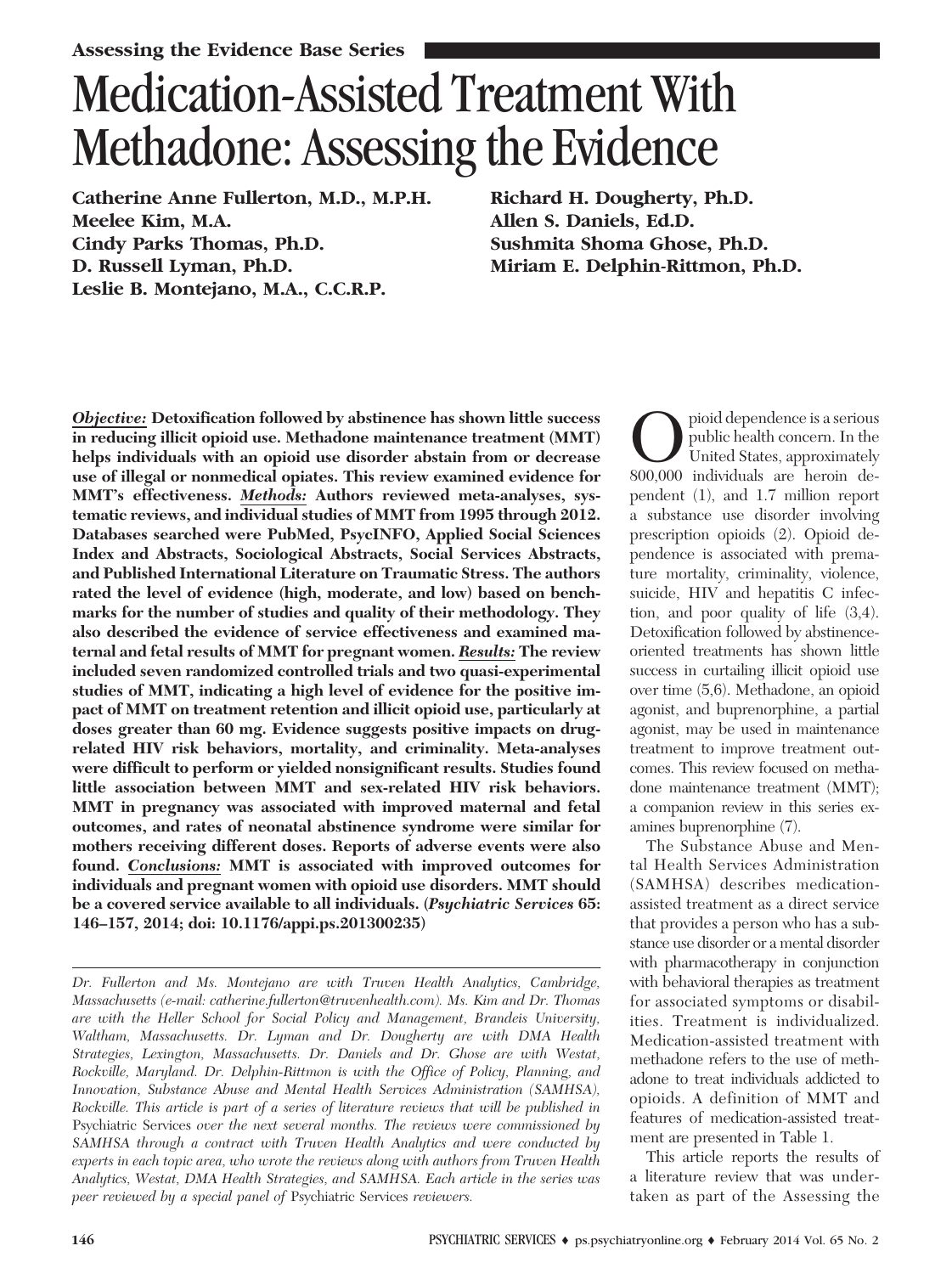**Assessing the Evidence Base Series**

# Medication-Assisted Treatment With Methadone: Assessing the Evidence

**Catherine Anne Fullerton, M.D., M.P.H.**
**Meelee Kim, M.A.**
**Cindy Parks Thomas, Ph.D.**
**D. Russell Lyman, Ph.D.**
**Leslie B. Montejano, M.A., C.C.R.P.**
**Richard H. Dougherty, Ph.D.**
**Allen S. Daniels, Ed.D.**
**Sushmita Shoma Ghose, Ph.D.**
**Miriam E. Delphin-Rittmon, Ph.D.**

***Objective:*** **Detoxification followed by abstinence has shown little success in reducing illicit opioid use. Methadone maintenance treatment (MMT) helps individuals with an opioid use disorder abstain from or decrease use of illegal or nonmedical opiates. This review examined evidence for MMT's effectiveness.** ***Methods:*** **Authors reviewed meta-analyses, systematic reviews, and individual studies of MMT from 1995 through 2012. Databases searched were PubMed, PsycINFO, Applied Social Sciences Index and Abstracts, Sociological Abstracts, Social Services Abstracts, and Published International Literature on Traumatic Stress. The authors rated the level of evidence (high, moderate, and low) based on benchmarks for the number of studies and quality of their methodology. They also described the evidence of service effectiveness and examined maternal and fetal results of MMT for pregnant women.** ***Results:*** **The review included seven randomized controlled trials and two quasi-experimental studies of MMT, indicating a high level of evidence for the positive impact of MMT on treatment retention and illicit opioid use, particularly at doses greater than 60 mg. Evidence suggests positive impacts on drug-related HIV risk behaviors, mortality, and criminality. Meta-analyses were difficult to perform or yielded nonsignificant results. Studies found little association between MMT and sex-related HIV risk behaviors. MMT in pregnancy was associated with improved maternal and fetal outcomes, and rates of neonatal abstinence syndrome were similar for mothers receiving different doses. Reports of adverse events were also found.** ***Conclusions:*** **MMT is associated with improved outcomes for individuals and pregnant women with opioid use disorders. MMT should be a covered service available to all individuals. (*Psychiatric Services* 65: 146–157, 2014; doi: 10.1176/appi.ps.201300235)**

Opioid dependence is a serious public health concern. In the United States, approximately 800,000 individuals are heroin dependent (1), and 1.7 million report a substance use disorder involving prescription opioids (2). Opioid dependence is associated with premature mortality, criminality, violence, suicide, HIV and hepatitis C infection, and poor quality of life (3,4). Detoxification followed by abstinence-oriented treatments has shown little success in curtailing illicit opioid use over time (5,6). Methadone, an opioid agonist, and buprenorphine, a partial agonist, may be used in maintenance treatment to improve treatment outcomes. This review focused on methadone maintenance treatment (MMT); a companion review in this series examines buprenorphine (7).

The Substance Abuse and Mental Health Services Administration (SAMHSA) describes medication-assisted treatment as a direct service that provides a person who has a substance use disorder or a mental disorder with pharmacotherapy in conjunction with behavioral therapies as treatment for associated symptoms or disabilities. Treatment is individualized. Medication-assisted treatment with methadone refers to the use of methadone to treat individuals addicted to opioids. A definition of MMT and features of medication-assisted treatment are presented in Table 1.

This article reports the results of a literature review that was undertaken as part of the Assessing the

*Dr. Fullerton and Ms. Montejano are with Truven Health Analytics, Cambridge, Massachusetts (e-mail: catherine.fullerton@truvenhealth.com). Ms. Kim and Dr. Thomas are with the Heller School for Social Policy and Management, Brandeis University, Waltham, Massachusetts. Dr. Lyman and Dr. Dougherty are with DMA Health Strategies, Lexington, Massachusetts. Dr. Daniels and Dr. Ghose are with Westat, Rockville, Maryland. Dr. Delphin-Rittmon is with the Office of Policy, Planning, and Innovation, Substance Abuse and Mental Health Services Administration (SAMHSA), Rockville. This article is part of a series of literature reviews that will be published in* Psychiatric Services *over the next several months. The reviews were commissioned by SAMHSA through a contract with Truven Health Analytics and were conducted by experts in each topic area, who wrote the reviews along with authors from Truven Health Analytics, Westat, DMA Health Strategies, and SAMHSA. Each article in the series was peer reviewed by a special panel of* Psychiatric Services *reviewers.*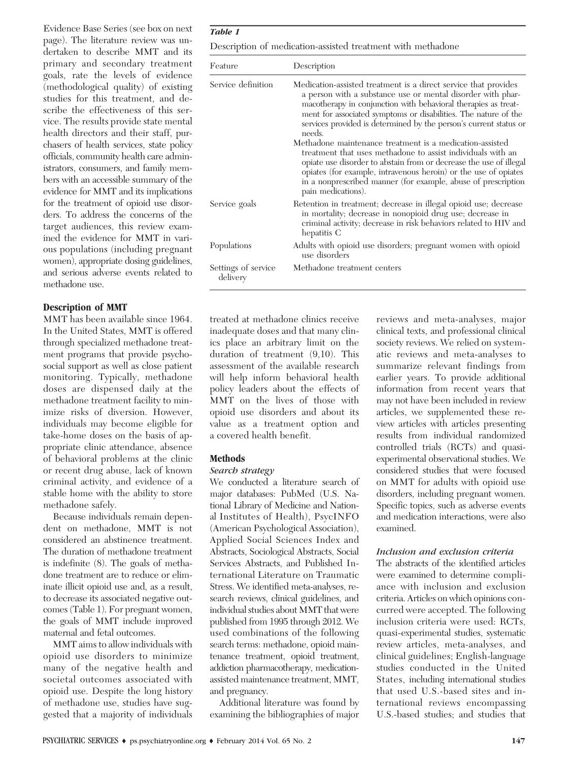Evidence Base Series (see box on next page). The literature review was undertaken to describe MMT and its primary and secondary treatment goals, rate the levels of evidence (methodological quality) of existing studies for this treatment, and describe the effectiveness of this service. The results provide state mental health directors and their staff, purchasers of health services, state policy officials, community health care administrators, consumers, and family members with an accessible summary of the evidence for MMT and its implications for the treatment of opioid use disorders. To address the concerns of the target audiences, this review examined the evidence for MMT in various populations (including pregnant women), appropriate dosing guidelines, and serious adverse events related to methadone use.

***Table 1***

Description of medication-assisted treatment with methadone

| Feature | Description |
|---|---|
| Service definition | Medication-assisted treatment is a direct service that provides a person with a substance use or mental disorder with pharmacotherapy in conjunction with behavioral therapies as treatment for associated symptoms or disabilities. The nature of the services provided is determined by the person's current status or needs.<br>Methadone maintenance treatment is a medication-assisted treatment that uses methadone to assist individuals with an opiate use disorder to abstain from or decrease the use of illegal opiates (for example, intravenous heroin) or the use of opiates in a nonprescribed manner (for example, abuse of prescription pain medications). |
| Service goals | Retention in treatment; decrease in illegal opioid use; decrease in mortality; decrease in nonopioid drug use; decrease in criminal activity; decrease in risk behaviors related to HIV and hepatitis C |
| Populations | Adults with opioid use disorders; pregnant women with opioid use disorders |
| Settings of service delivery | Methadone treatment centers |

## Description of MMT

MMT has been available since 1964. In the United States, MMT is offered through specialized methadone treatment programs that provide psychosocial support as well as close patient monitoring. Typically, methadone doses are dispensed daily at the methadone treatment facility to minimize risks of diversion. However, individuals may become eligible for take-home doses on the basis of appropriate clinic attendance, absence of behavioral problems at the clinic or recent drug abuse, lack of known criminal activity, and evidence of a stable home with the ability to store methadone safely.

Because individuals remain dependent on methadone, MMT is not considered an abstinence treatment. The duration of methadone treatment is indefinite (8). The goals of methadone treatment are to reduce or eliminate illicit opioid use and, as a result, to decrease its associated negative outcomes (Table 1). For pregnant women, the goals of MMT include improved maternal and fetal outcomes.

MMT aims to allow individuals with opioid use disorders to minimize many of the negative health and societal outcomes associated with opioid use. Despite the long history of methadone use, studies have suggested that a majority of individuals treated at methadone clinics receive inadequate doses and that many clinics place an arbitrary limit on the duration of treatment (9,10). This assessment of the available research will help inform behavioral health policy leaders about the effects of MMT on the lives of those with opioid use disorders and about its value as a treatment option and a covered health benefit.

## Methods

### *Search strategy*

We conducted a literature search of major databases: PubMed (U.S. National Library of Medicine and National Institutes of Health), PsycINFO (American Psychological Association), Applied Social Sciences Index and Abstracts, Sociological Abstracts, Social Services Abstracts, and Published International Literature on Traumatic Stress. We identified meta-analyses, research reviews, clinical guidelines, and individual studies about MMT that were published from 1995 through 2012. We used combinations of the following search terms: methadone, opioid maintenance treatment, opioid treatment, addiction pharmacotherapy, medication-assisted maintenance treatment, MMT, and pregnancy.

Additional literature was found by examining the bibliographies of major reviews and meta-analyses, major clinical texts, and professional clinical society reviews. We relied on systematic reviews and meta-analyses to summarize relevant findings from earlier years. To provide additional information from recent years that may not have been included in review articles, we supplemented these review articles with articles presenting results from individual randomized controlled trials (RCTs) and quasi-experimental observational studies. We considered studies that were focused on MMT for adults with opioid use disorders, including pregnant women. Specific topics, such as adverse events and medication interactions, were also examined.

### *Inclusion and exclusion criteria*

The abstracts of the identified articles were examined to determine compliance with inclusion and exclusion criteria. Articles on which opinions concurred were accepted. The following inclusion criteria were used: RCTs, quasi-experimental studies, systematic review articles, meta-analyses, and clinical guidelines; English-language studies conducted in the United States, including international studies that used U.S.-based sites and international reviews encompassing U.S.-based studies; and studies that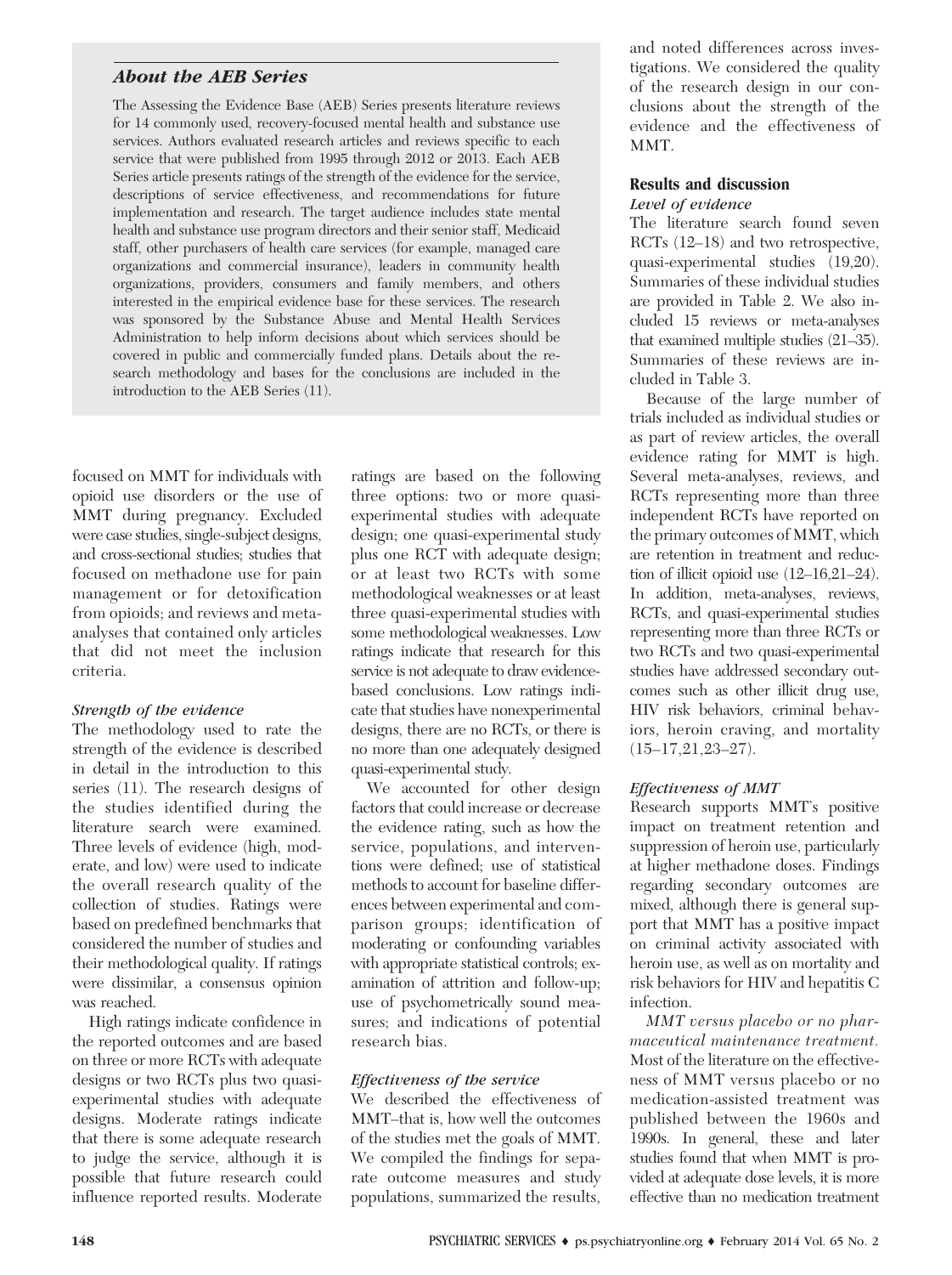### *About the AEB Series*

The Assessing the Evidence Base (AEB) Series presents literature reviews for 14 commonly used, recovery-focused mental health and substance use services. Authors evaluated research articles and reviews specific to each service that were published from 1995 through 2012 or 2013. Each AEB Series article presents ratings of the strength of the evidence for the service, descriptions of service effectiveness, and recommendations for future implementation and research. The target audience includes state mental health and substance use program directors and their senior staff, Medicaid staff, other purchasers of health care services (for example, managed care organizations and commercial insurance), leaders in community health organizations, providers, consumers and family members, and others interested in the empirical evidence base for these services. The research was sponsored by the Substance Abuse and Mental Health Services Administration to help inform decisions about which services should be covered in public and commercially funded plans. Details about the research methodology and bases for the conclusions are included in the introduction to the AEB Series (11).

focused on MMT for individuals with opioid use disorders or the use of MMT during pregnancy. Excluded were case studies, single-subject designs, and cross-sectional studies; studies that focused on methadone use for pain management or for detoxification from opioids; and reviews and meta-analyses that contained only articles that did not meet the inclusion criteria.

#### *Strength of the evidence*

The methodology used to rate the strength of the evidence is described in detail in the introduction to this series (11). The research designs of the studies identified during the literature search were examined. Three levels of evidence (high, moderate, and low) were used to indicate the overall research quality of the collection of studies. Ratings were based on predefined benchmarks that considered the number of studies and their methodological quality. If ratings were dissimilar, a consensus opinion was reached.

High ratings indicate confidence in the reported outcomes and are based on three or more RCTs with adequate designs or two RCTs plus two quasi-experimental studies with adequate designs. Moderate ratings indicate that there is some adequate research to judge the service, although it is possible that future research could influence reported results. Moderate ratings are based on the following three options: two or more quasi-experimental studies with adequate design; one quasi-experimental study plus one RCT with adequate design; or at least two RCTs with some methodological weaknesses or at least three quasi-experimental studies with some methodological weaknesses. Low ratings indicate that research for this service is not adequate to draw evidence-based conclusions. Low ratings indicate that studies have nonexperimental designs, there are no RCTs, or there is no more than one adequately designed quasi-experimental study.

We accounted for other design factors that could increase or decrease the evidence rating, such as how the service, populations, and interventions were defined; use of statistical methods to account for baseline differences between experimental and comparison groups; identification of moderating or confounding variables with appropriate statistical controls; examination of attrition and follow-up; use of psychometrically sound measures; and indications of potential research bias.

#### *Effectiveness of the service*

We described the effectiveness of MMT–that is, how well the outcomes of the studies met the goals of MMT. We compiled the findings for separate outcome measures and study populations, summarized the results, and noted differences across investigations. We considered the quality of the research design in our conclusions about the strength of the evidence and the effectiveness of MMT.

## Results and discussion

#### *Level of evidence*

The literature search found seven RCTs (12–18) and two retrospective, quasi-experimental studies (19,20). Summaries of these individual studies are provided in Table 2. We also included 15 reviews or meta-analyses that examined multiple studies (21–35). Summaries of these reviews are included in Table 3.

Because of the large number of trials included as individual studies or as part of review articles, the overall evidence rating for MMT is high. Several meta-analyses, reviews, and RCTs representing more than three independent RCTs have reported on the primary outcomes of MMT, which are retention in treatment and reduction of illicit opioid use (12–16,21–24). In addition, meta-analyses, reviews, RCTs, and quasi-experimental studies representing more than three RCTs or two RCTs and two quasi-experimental studies have addressed secondary outcomes such as other illicit drug use, HIV risk behaviors, criminal behaviors, heroin craving, and mortality (15–17,21,23–27).

#### *Effectiveness of MMT*

Research supports MMT's positive impact on treatment retention and suppression of heroin use, particularly at higher methadone doses. Findings regarding secondary outcomes are mixed, although there is general support that MMT has a positive impact on criminal activity associated with heroin use, as well as on mortality and risk behaviors for HIV and hepatitis C infection.

*MMT versus placebo or no pharmaceutical maintenance treatment.* Most of the literature on the effectiveness of MMT versus placebo or no medication-assisted treatment was published between the 1960s and 1990s. In general, these and later studies found that when MMT is provided at adequate dose levels, it is more effective than no medication treatment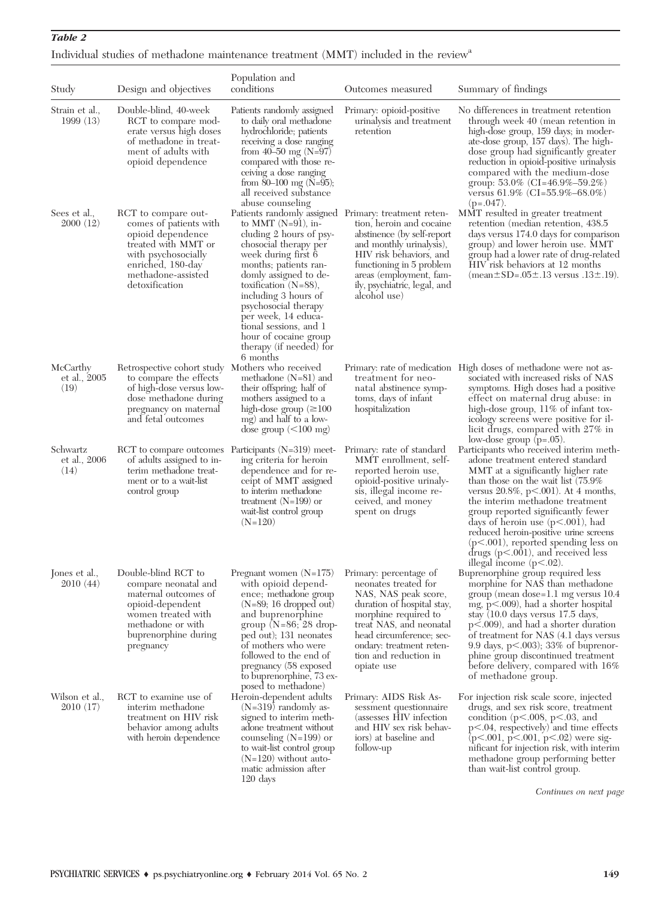*Table 2*

Individual studies of methadone maintenance treatment (MMT) included in the review[a]

| Study | Design and objectives | Population and conditions | Outcomes measured | Summary of findings |
|---|---|---|---|---|
| Strain et al., 1999 (13) | Double-blind, 40-week RCT to compare moderate versus high doses of methadone in treatment of adults with opioid dependence | Patients randomly assigned to daily oral methadone hydrochloride; patients receiving a dose ranging from 40–50 mg (N=97) compared with those receiving a dose ranging from 80–100 mg (N=95); all received substance abuse counseling | Primary: opioid-positive urinalysis and treatment retention | No differences in treatment retention through week 40 (mean retention in high-dose group, 159 days; in moderate-dose group, 157 days). The high-dose group had significantly greater reduction in opioid-positive urinalysis compared with the medium-dose group: 53.0% (CI=46.9%–59.2%) versus 61.9% (CI=55.9%–68.0%) (p=.047). |
| Sees et al., 2000 (12) | RCT to compare outcomes of patients with opioid dependence treated with MMT or with psychosocially enriched, 180-day methadone-assisted detoxification | Patients randomly assigned to MMT (N=91), including 2 hours of psychosocial therapy per week during first 6 months; patients randomly assigned to detoxification (N=88), including 3 hours of psychosocial therapy per week, 14 educational sessions, and 1 hour of cocaine group therapy (if needed) for 6 months | Primary: treatment retention, heroin and cocaine abstinence (by self-report and monthly urinalysis), HIV risk behaviors, and functioning in 5 problem areas (employment, family, psychiatric, legal, and alcohol use) | MMT resulted in greater treatment retention (median retention, 438.5 days versus 174.0 days for comparison group) and lower heroin use. MMT group had a lower rate of drug-related HIV risk behaviors at 12 months (mean±SD=.05±.13 versus .13±.19). |
| McCarthy et al., 2005 (19) | Retrospective cohort study to compare the effects of high-dose versus low-dose methadone during pregnancy on maternal and fetal outcomes | Mothers who received methadone (N=81) and their offspring; half of mothers assigned to a high-dose group (≥100 mg) and half to a low-dose group (<100 mg) | Primary: rate of medication treatment for neonatal abstinence symptoms, days of infant hospitalization | High doses of methadone were not associated with increased risks of NAS symptoms. High doses had a positive effect on maternal drug abuse: in high-dose group, 11% of infant toxicology screens were positive for illicit drugs, compared with 27% in low-dose group (p=.05). |
| Schwartz et al., 2006 (14) | RCT to compare outcomes of adults assigned to interim methadone treatment or to a wait-list control group | Participants (N=319) meeting criteria for heroin dependence and for receipt of MMT assigned to interim methadone treatment (N=199) or wait-list control group (N=120) | Primary: rate of standard MMT enrollment, self-reported heroin use, opioid-positive urinalysis, illegal income received, and money spent on drugs | Participants who received interim methadone treatment entered standard MMT at a significantly higher rate than those on the wait list (75.9% versus 20.8%, p<.001). At 4 months, the interim methadone treatment group reported significantly fewer days of heroin use (p<.001), had reduced heroin-positive urine screens (p<.001), reported spending less on drugs (p<.001), and received less illegal income (p<.02). |
| Jones et al., 2010 (44) | Double-blind RCT to compare neonatal and maternal outcomes of opioid-dependent women treated with methadone or with buprenorphine during pregnancy | Pregnant women (N=175) with opioid dependence; methadone group (N=89; 16 dropped out) and buprenorphine group (N=86; 28 dropped out); 131 neonates of mothers who were followed to the end of pregnancy (58 exposed to buprenorphine, 73 exposed to methadone) | Primary: percentage of neonates treated for NAS, NAS peak score, duration of hospital stay, morphine required to treat NAS, and neonatal head circumference; secondary: treatment retention and reduction in opiate use | Buprenorphine group required less morphine for NAS than methadone group (mean dose=1.1 mg versus 10.4 mg, p<.009), had a shorter hospital stay (10.0 days versus 17.5 days, p<.009), and had a shorter duration of treatment for NAS (4.1 days versus 9.9 days, p<.003); 33% of buprenorphine group discontinued treatment before delivery, compared with 16% of methadone group. |
| Wilson et al., 2010 (17) | RCT to examine use of interim methadone treatment on HIV risk behavior among adults with heroin dependence | Heroin-dependent adults (N=319) randomly assigned to interim methadone treatment without counseling (N=199) or to wait-list control group (N=120) without automatic admission after 120 days | Primary: AIDS Risk Assessment questionnaire (assesses HIV infection and HIV sex risk behaviors) at baseline and follow-up | For injection risk scale score, injected drugs, and sex risk score, treatment condition (p<.008, p<.03, and p<.04, respectively) and time effects (p<.001, p<.001, p<.02) were significant for injection risk, with interim methadone group performing better than wait-list control group. |

*Continues on next page*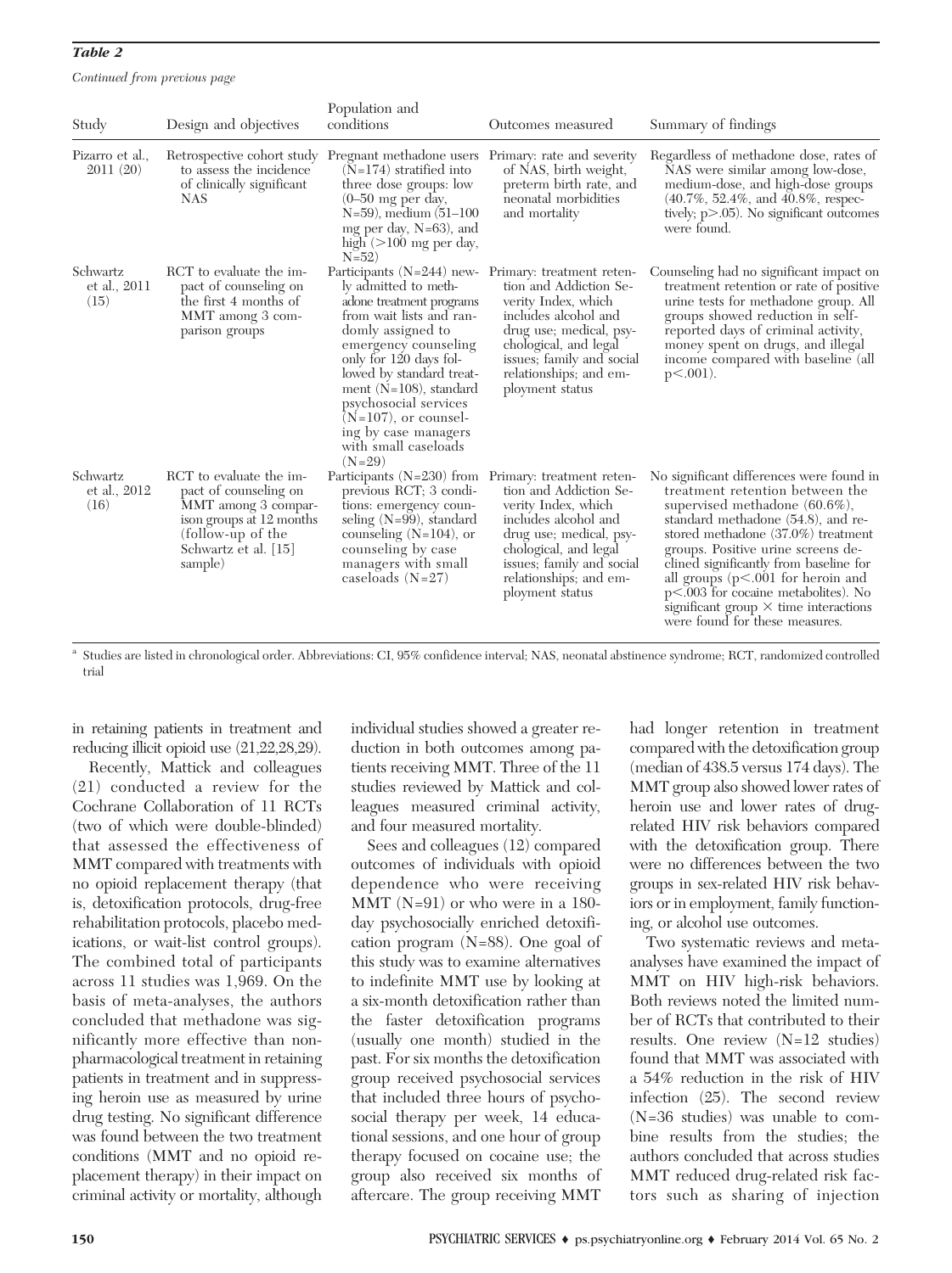**Table 2**

*Continued from previous page*

| Study | Design and objectives | Population and conditions | Outcomes measured | Summary of findings |
|---|---|---|---|---|
| Pizarro et al., 2011 (20) | Retrospective cohort study to assess the incidence of clinically significant NAS | Pregnant methadone users (N=174) stratified into three dose groups: low (0–50 mg per day, N=59), medium (51–100 mg per day, N=63), and high (>100 mg per day, N=52) | Primary: rate and severity of NAS, birth weight, preterm birth rate, and neonatal morbidities and mortality | Regardless of methadone dose, rates of NAS were similar among low-dose, medium-dose, and high-dose groups (40.7%, 52.4%, and 40.8%, respectively; $p>.05$). No significant outcomes were found. |
| Schwartz et al., 2011 (15) | RCT to evaluate the impact of counseling on the first 4 months of MMT among 3 comparison groups | Participants (N=244) newly admitted to methadone treatment programs from wait lists and randomly assigned to emergency counseling only for 120 days followed by standard treatment (N=108), standard psychosocial services (N=107), or counseling by case managers with small caseloads (N=29) | Primary: treatment retention and Addiction Severity Index, which includes alcohol and drug use; medical, psychological, and legal issues; family and social relationships; and employment status | Counseling had no significant impact on treatment retention or rate of positive urine tests for methadone group. All groups showed reduction in self-reported days of criminal activity, money spent on drugs, and illegal income compared with baseline (all $p<.001$). |
| Schwartz et al., 2012 (16) | RCT to evaluate the impact of counseling on MMT among 3 comparison groups at 12 months (follow-up of the Schwartz et al. [15] sample) | Participants (N=230) from previous RCT; 3 conditions: emergency counseling (N=99), standard counseling (N=104), or counseling by case managers with small caseloads (N=27) | Primary: treatment retention and Addiction Severity Index, which includes alcohol and drug use; medical, psychological, and legal issues; family and social relationships; and employment status | No significant differences were found in treatment retention between the supervised methadone (60.6%), standard methadone (54.8), and restored methadone (37.0%) treatment groups. Positive urine screens declined significantly from baseline for all groups ($p<.001$ for heroin and $p<.003$ for cocaine metabolites). No significant group × time interactions were found for these measures. |

[a] Studies are listed in chronological order. Abbreviations: CI, 95% confidence interval; NAS, neonatal abstinence syndrome; RCT, randomized controlled trial

in retaining patients in treatment and reducing illicit opioid use (21,22,28,29).

Recently, Mattick and colleagues (21) conducted a review for the Cochrane Collaboration of 11 RCTs (two of which were double-blinded) that assessed the effectiveness of MMT compared with treatments with no opioid replacement therapy (that is, detoxification protocols, drug-free rehabilitation protocols, placebo medications, or wait-list control groups). The combined total of participants across 11 studies was 1,969. On the basis of meta-analyses, the authors concluded that methadone was significantly more effective than nonpharmacological treatment in retaining patients in treatment and in suppressing heroin use as measured by urine drug testing. No significant difference was found between the two treatment conditions (MMT and no opioid replacement therapy) in their impact on criminal activity or mortality, although individual studies showed a greater reduction in both outcomes among patients receiving MMT. Three of the 11 studies reviewed by Mattick and colleagues measured criminal activity, and four measured mortality.

Sees and colleagues (12) compared outcomes of individuals with opioid dependence who were receiving MMT (N=91) or who were in a 180-day psychosocially enriched detoxification program (N=88). One goal of this study was to examine alternatives to indefinite MMT use by looking at a six-month detoxification rather than the faster detoxification programs (usually one month) studied in the past. For six months the detoxification group received psychosocial services that included three hours of psychosocial therapy per week, 14 educational sessions, and one hour of group therapy focused on cocaine use; the group also received six months of aftercare. The group receiving MMT had longer retention in treatment compared with the detoxification group (median of 438.5 versus 174 days). The MMT group also showed lower rates of heroin use and lower rates of drug-related HIV risk behaviors compared with the detoxification group. There were no differences between the two groups in sex-related HIV risk behaviors or in employment, family functioning, or alcohol use outcomes.

Two systematic reviews and meta-analyses have examined the impact of MMT on HIV high-risk behaviors. Both reviews noted the limited number of RCTs that contributed to their results. One review (N=12 studies) found that MMT was associated with a 54% reduction in the risk of HIV infection (25). The second review (N=36 studies) was unable to combine results from the studies; the authors concluded that across studies MMT reduced drug-related risk factors such as sharing of injection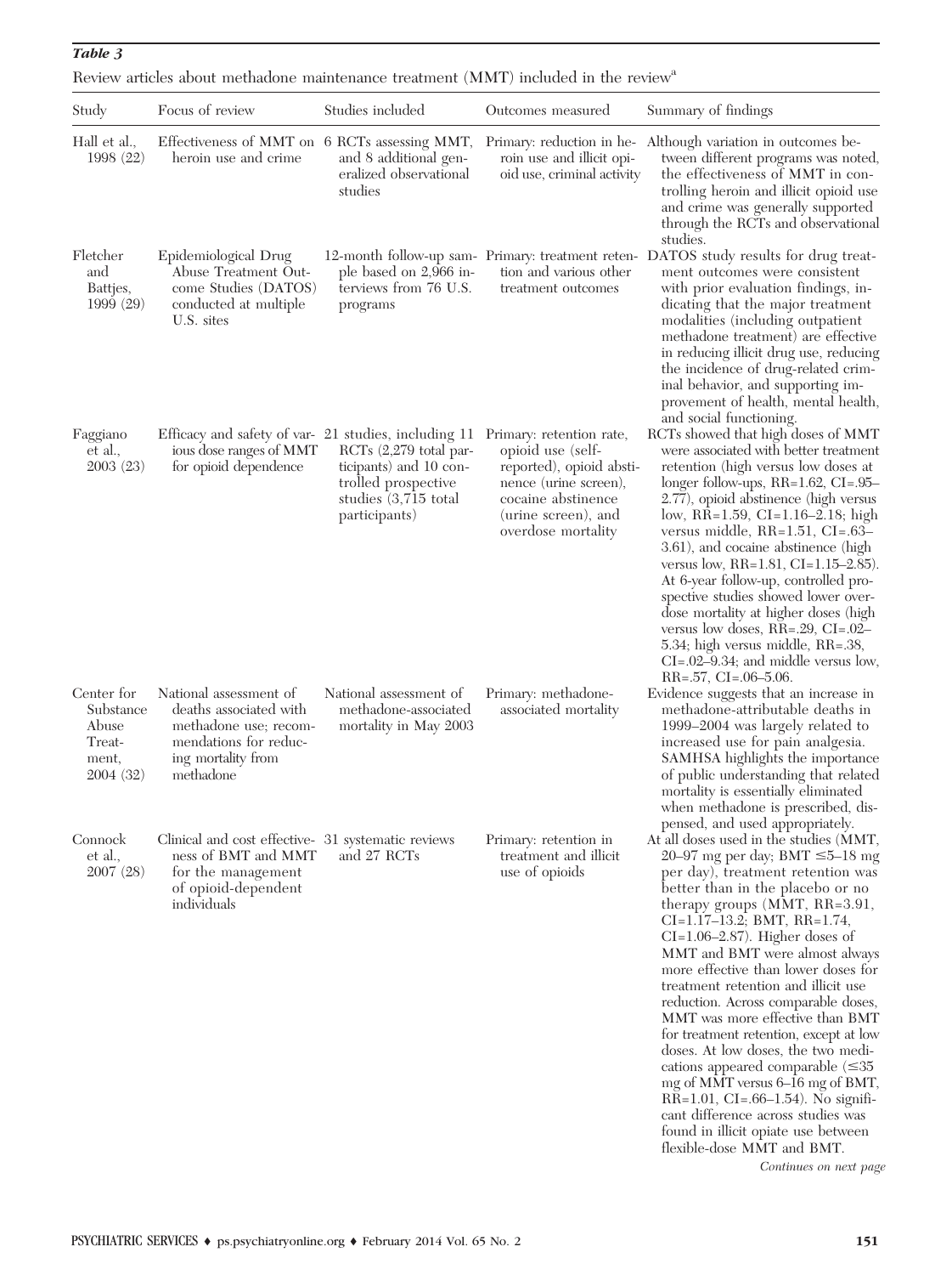***Table 3***

Review articles about methadone maintenance treatment (MMT) included in the review[a]

| Study | Focus of review | Studies included | Outcomes measured | Summary of findings |
|---|---|---|---|---|
| Hall et al., 1998 (22) | Effectiveness of MMT on heroin use and crime | 6 RCTs assessing MMT, and 8 additional generalized observational studies | Primary: reduction in heroin use and illicit opioid use, criminal activity | Although variation in outcomes between different programs was noted, the effectiveness of MMT in controlling heroin and illicit opioid use and crime was generally supported through the RCTs and observational studies. |
| Fletcher and Battjes, 1999 (29) | Epidemiological Drug Abuse Treatment Outcome Studies (DATOS) conducted at multiple U.S. sites | 12-month follow-up sample based on 2,966 interviews from 76 U.S. programs | Primary: treatment retention and various other treatment outcomes | DATOS study results for drug treatment outcomes were consistent with prior evaluation findings, indicating that the major treatment modalities (including outpatient methadone treatment) are effective in reducing illicit drug use, reducing the incidence of drug-related criminal behavior, and supporting improvement of health, mental health, and social functioning. |
| Faggiano et al., 2003 (23) | Efficacy and safety of various dose ranges of MMT for opioid dependence | 21 studies, including 11 RCTs (2,279 total participants) and 10 controlled prospective studies (3,715 total participants) | Primary: retention rate, opioid use (self-reported), opioid abstinence (urine screen), cocaine abstinence (urine screen), and overdose mortality | RCTs showed that high doses of MMT were associated with better treatment retention (high versus low doses at longer follow-ups, RR=1.62, CI=.95–2.77), opioid abstinence (high versus low, RR=1.59, CI=1.16–2.18; high versus middle, RR=1.51, CI=.63–3.61), and cocaine abstinence (high versus low, RR=1.81, CI=1.15–2.85). At 6-year follow-up, controlled prospective studies showed lower overdose mortality at higher doses (high versus low doses, RR=.29, CI=.02–5.34; high versus middle, RR=.38, CI=.02–9.34; and middle versus low, RR=.57, CI=.06–5.06. |
| Center for Substance Abuse Treatment, 2004 (32) | National assessment of deaths associated with methadone use; recommendations for reducing mortality from methadone | National assessment of methadone-associated mortality in May 2003 | Primary: methadone-associated mortality | Evidence suggests that an increase in methadone-attributable deaths in 1999–2004 was largely related to increased use for pain analgesia. SAMHSA highlights the importance of public understanding that related mortality is essentially eliminated when methadone is prescribed, dispensed, and used appropriately. |
| Connock et al., 2007 (28) | Clinical and cost effectiveness of BMT and MMT for the management of opioid-dependent individuals | 31 systematic reviews and 27 RCTs | Primary: retention in treatment and illicit use of opioids | At all doses used in the studies (MMT, 20–97 mg per day; BMT ≤5–18 mg per day), treatment retention was better than in the placebo or no therapy groups (MMT, RR=3.91, CI=1.17–13.2; BMT, RR=1.74, CI=1.06–2.87). Higher doses of MMT and BMT were almost always more effective than lower doses for treatment retention and illicit use reduction. Across comparable doses, MMT was more effective than BMT for treatment retention, except at low doses. At low doses, the two medications appeared comparable (≤35 mg of MMT versus 6–16 mg of BMT, RR=1.01, CI=.66–1.54). No significant difference across studies was found in illicit opiate use between flexible-dose MMT and BMT. |

*Continues on next page*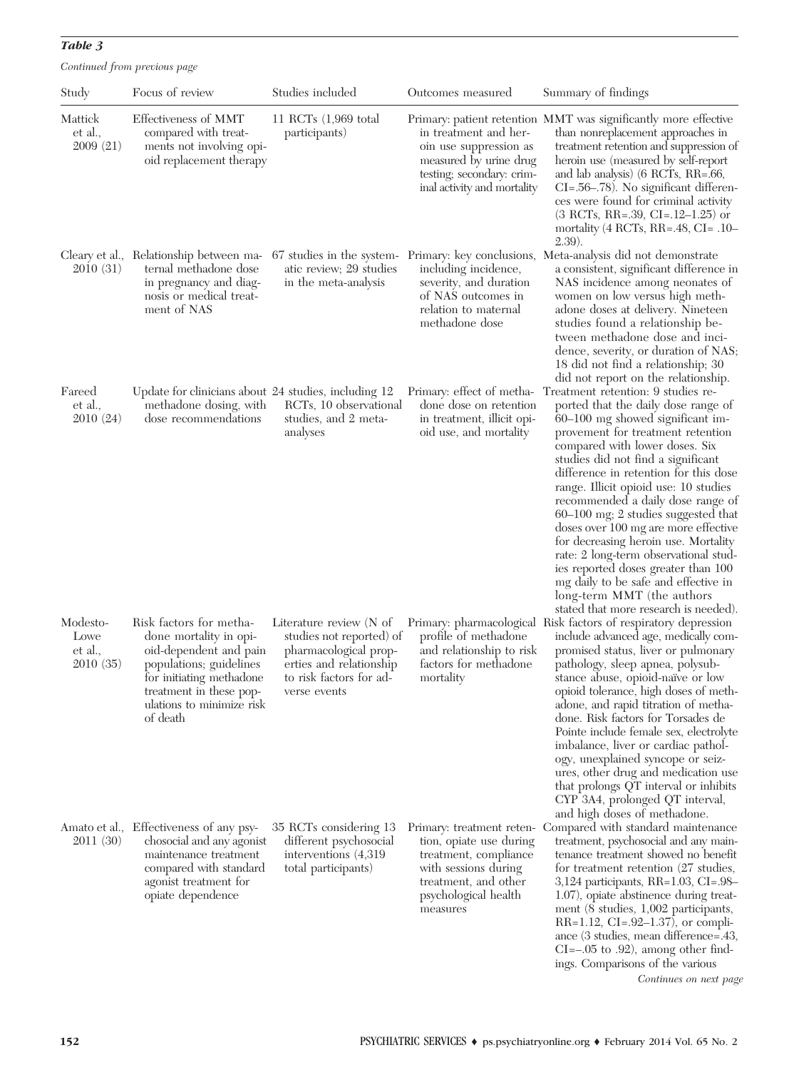***Table 3***

*Continued from previous page*

| Study | Focus of review | Studies included | Outcomes measured | Summary of findings |
|---|---|---|---|---|
| Mattick et al., 2009 (21) | Effectiveness of MMT compared with treatments not involving opioid replacement therapy | 11 RCTs (1,969 total participants) | Primary: patient retention in treatment and heroin use suppression as measured by urine drug testing; secondary: criminal activity and mortality | MMT was significantly more effective than nonreplacement approaches in treatment retention and suppression of heroin use (measured by self-report and lab analysis) (6 RCTs, RR=.66, CI=.56–.78). No significant differences were found for criminal activity (3 RCTs, RR=.39, CI=.12–1.25) or mortality (4 RCTs, RR=.48, CI= .10–2.39). |
| Cleary et al., 2010 (31) | Relationship between maternal methadone dose in pregnancy and diagnosis or medical treatment of NAS | 67 studies in the systematic review; 29 studies in the meta-analysis | Primary: key conclusions, including incidence, severity, and duration of NAS outcomes in relation to maternal methadone dose | Meta-analysis did not demonstrate a consistent, significant difference in NAS incidence among neonates of women on low versus high methadone doses at delivery. Nineteen studies found a relationship between methadone dose and incidence, severity, or duration of NAS; 18 did not find a relationship; 30 did not report on the relationship. |
| Fareed et al., 2010 (24) | Update for clinicians about methadone dosing, with dose recommendations | 24 studies, including 12 RCTs, 10 observational studies, and 2 meta-analyses | Primary: effect of methadone dose on retention in treatment, illicit opioid use, and mortality | Treatment retention: 9 studies reported that the daily dose range of 60–100 mg showed significant improvement for treatment retention compared with lower doses. Six studies did not find a significant difference in retention for this dose range. Illicit opioid use: 10 studies recommended a daily dose range of 60–100 mg; 2 studies suggested that doses over 100 mg are more effective for decreasing heroin use. Mortality rate: 2 long-term observational studies reported doses greater than 100 mg daily to be safe and effective in long-term MMT (the authors stated that more research is needed). |
| Modesto-Lowe et al., 2010 (35) | Risk factors for methadone mortality in opioid-dependent and pain populations; guidelines for initiating methadone treatment in these populations to minimize risk of death | Literature review (N of studies not reported) of pharmacological properties and relationship to risk factors for adverse events | Primary: pharmacological profile of methadone and relationship to risk factors for methadone mortality | Risk factors of respiratory depression include advanced age, medically compromised status, liver or pulmonary pathology, sleep apnea, polysubstance abuse, opioid-naïve or low opioid tolerance, high doses of methadone, and rapid titration of methadone. Risk factors for Torsades de Pointe include female sex, electrolyte imbalance, liver or cardiac pathology, unexplained syncope or seizures, other drug and medication use that prolongs QT interval or inhibits CYP 3A4, prolonged QT interval, and high doses of methadone. |
| Amato et al., 2011 (30) | Effectiveness of any psychosocial and any agonist maintenance treatment compared with standard agonist treatment for opiate dependence | 35 RCTs considering 13 different psychosocial interventions (4,319 total participants) | Primary: treatment retention, opiate use during treatment, compliance with sessions during treatment, and other psychological health measures | Compared with standard maintenance treatment, psychosocial and any maintenance treatment showed no benefit for treatment retention (27 studies, 3,124 participants, RR=1.03, CI=.98–1.07), opiate abstinence during treatment (8 studies, 1,002 participants, RR=1.12, CI=.92–1.37), or compliance (3 studies, mean difference=.43, CI=–.05 to .92), among other findings. Comparisons of the various |

*Continues on next page*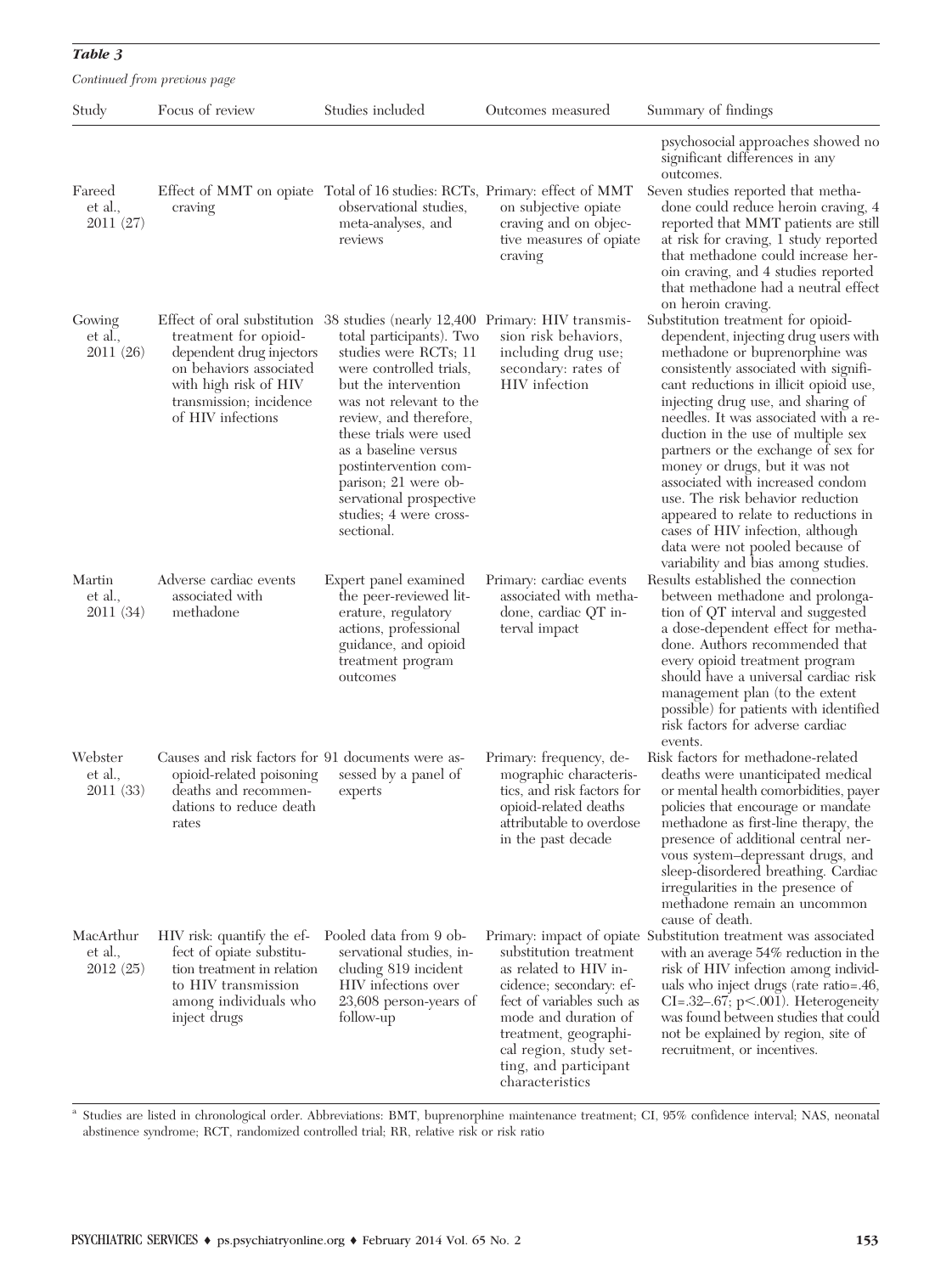*Table 3*

*Continued from previous page*

| Study | Focus of review | Studies included | Outcomes measured | Summary of findings |
|---|---|---|---|---|
| | | | | psychosocial approaches showed no significant differences in any outcomes. |
| Fareed et al., 2011 (27) | Effect of MMT on opiate craving | Total of 16 studies: RCTs, observational studies, meta-analyses, and reviews | Primary: effect of MMT on subjective opiate craving and on objective measures of opiate craving | Seven studies reported that methadone could reduce heroin craving, 4 reported that MMT patients are still at risk for craving, 1 study reported that methadone could increase heroin craving, and 4 studies reported that methadone had a neutral effect on heroin craving. |
| Gowing et al., 2011 (26) | Effect of oral substitution treatment for opioid-dependent drug injectors on behaviors associated with high risk of HIV transmission; incidence of HIV infections | 38 studies (nearly 12,400 total participants). Two studies were RCTs; 11 were controlled trials, but the intervention was not relevant to the review, and therefore, these trials were used as a baseline versus postintervention comparison; 21 were observational prospective studies; 4 were cross-sectional. | Primary: HIV transmission risk behaviors, including drug use; secondary: rates of HIV infection | Substitution treatment for opioid-dependent, injecting drug users with methadone or buprenorphine was consistently associated with significant reductions in illicit opioid use, injecting drug use, and sharing of needles. It was associated with a reduction in the use of multiple sex partners or the exchange of sex for money or drugs, but it was not associated with increased condom use. The risk behavior reduction appeared to relate to reductions in cases of HIV infection, although data were not pooled because of variability and bias among studies. |
| Martin et al., 2011 (34) | Adverse cardiac events associated with methadone | Expert panel examined the peer-reviewed literature, regulatory actions, professional guidance, and opioid treatment program outcomes | Primary: cardiac events associated with methadone, cardiac QT interval impact | Results established the connection between methadone and prolongation of QT interval and suggested a dose-dependent effect for methadone. Authors recommended that every opioid treatment program should have a universal cardiac risk management plan (to the extent possible) for patients with identified risk factors for adverse cardiac events. |
| Webster et al., 2011 (33) | Causes and risk factors for opioid-related poisoning deaths and recommendations to reduce death rates | 91 documents were assessed by a panel of experts | Primary: frequency, demographic characteristics, and risk factors for opioid-related deaths attributable to overdose in the past decade | Risk factors for methadone-related deaths were unanticipated medical or mental health comorbidities, payer policies that encourage or mandate methadone as first-line therapy, the presence of additional central nervous system–depressant drugs, and sleep-disordered breathing. Cardiac irregularities in the presence of methadone remain an uncommon cause of death. |
| MacArthur et al., 2012 (25) | HIV risk: quantify the effect of opiate substitution treatment in relation to HIV transmission among individuals who inject drugs | Pooled data from 9 observational studies, including 819 incident HIV infections over 23,608 person-years of follow-up | Primary: impact of opiate substitution treatment as related to HIV incidence; secondary: effect of variables such as mode and duration of treatment, geographical region, study setting, and participant characteristics | Substitution treatment was associated with an average 54% reduction in the risk of HIV infection among individuals who inject drugs (rate ratio=.46, CI=.32–.67; $p<.001$). Heterogeneity was found between studies that could not be explained by region, site of recruitment, or incentives. |

[a] Studies are listed in chronological order. Abbreviations: BMT, buprenorphine maintenance treatment; CI, 95% confidence interval; NAS, neonatal abstinence syndrome; RCT, randomized controlled trial; RR, relative risk or risk ratio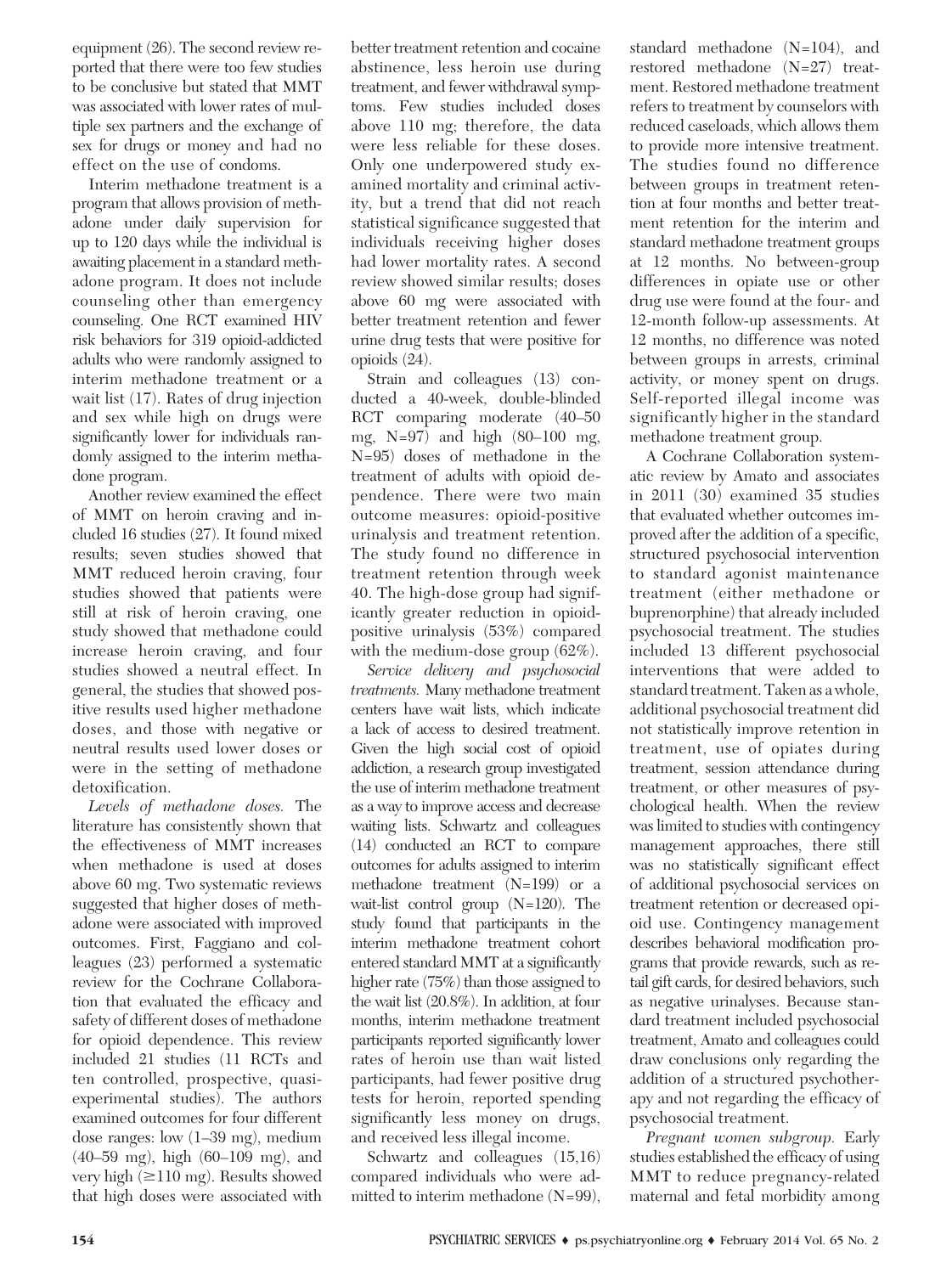equipment (26). The second review reported that there were too few studies to be conclusive but stated that MMT was associated with lower rates of multiple sex partners and the exchange of sex for drugs or money and had no effect on the use of condoms.

Interim methadone treatment is a program that allows provision of methadone under daily supervision for up to 120 days while the individual is awaiting placement in a standard methadone program. It does not include counseling other than emergency counseling. One RCT examined HIV risk behaviors for 319 opioid-addicted adults who were randomly assigned to interim methadone treatment or a wait list (17). Rates of drug injection and sex while high on drugs were significantly lower for individuals randomly assigned to the interim methadone program.

Another review examined the effect of MMT on heroin craving and included 16 studies (27). It found mixed results; seven studies showed that MMT reduced heroin craving, four studies showed that patients were still at risk of heroin craving, one study showed that methadone could increase heroin craving, and four studies showed a neutral effect. In general, the studies that showed positive results used higher methadone doses, and those with negative or neutral results used lower doses or were in the setting of methadone detoxification.

*Levels of methadone doses.* The literature has consistently shown that the effectiveness of MMT increases when methadone is used at doses above 60 mg. Two systematic reviews suggested that higher doses of methadone were associated with improved outcomes. First, Faggiano and colleagues (23) performed a systematic review for the Cochrane Collaboration that evaluated the efficacy and safety of different doses of methadone for opioid dependence. This review included 21 studies (11 RCTs and ten controlled, prospective, quasi-experimental studies). The authors examined outcomes for four different dose ranges: low (1–39 mg), medium (40–59 mg), high (60–109 mg), and very high (≥110 mg). Results showed that high doses were associated with better treatment retention and cocaine abstinence, less heroin use during treatment, and fewer withdrawal symptoms. Few studies included doses above 110 mg; therefore, the data were less reliable for these doses. Only one underpowered study examined mortality and criminal activity, but a trend that did not reach statistical significance suggested that individuals receiving higher doses had lower mortality rates. A second review showed similar results; doses above 60 mg were associated with better treatment retention and fewer urine drug tests that were positive for opioids (24).

Strain and colleagues (13) conducted a 40-week, double-blinded RCT comparing moderate (40–50 mg, N=97) and high (80–100 mg, N=95) doses of methadone in the treatment of adults with opioid dependence. There were two main outcome measures: opioid-positive urinalysis and treatment retention. The study found no difference in treatment retention through week 40. The high-dose group had significantly greater reduction in opioid-positive urinalysis (53%) compared with the medium-dose group (62%).

*Service delivery and psychosocial treatments.* Many methadone treatment centers have wait lists, which indicate a lack of access to desired treatment. Given the high social cost of opioid addiction, a research group investigated the use of interim methadone treatment as a way to improve access and decrease waiting lists. Schwartz and colleagues (14) conducted an RCT to compare outcomes for adults assigned to interim methadone treatment (N=199) or a wait-list control group (N=120). The study found that participants in the interim methadone treatment cohort entered standard MMT at a significantly higher rate (75%) than those assigned to the wait list (20.8%). In addition, at four months, interim methadone treatment participants reported significantly lower rates of heroin use than wait listed participants, had fewer positive drug tests for heroin, reported spending significantly less money on drugs, and received less illegal income.

Schwartz and colleagues (15,16) compared individuals who were admitted to interim methadone (N=99), standard methadone (N=104), and restored methadone (N=27) treatment. Restored methadone treatment refers to treatment by counselors with reduced caseloads, which allows them to provide more intensive treatment. The studies found no difference between groups in treatment retention at four months and better treatment retention for the interim and standard methadone treatment groups at 12 months. No between-group differences in opiate use or other drug use were found at the four- and 12-month follow-up assessments. At 12 months, no difference was noted between groups in arrests, criminal activity, or money spent on drugs. Self-reported illegal income was significantly higher in the standard methadone treatment group.

A Cochrane Collaboration systematic review by Amato and associates in 2011 (30) examined 35 studies that evaluated whether outcomes improved after the addition of a specific, structured psychosocial intervention to standard agonist maintenance treatment (either methadone or buprenorphine) that already included psychosocial treatment. The studies included 13 different psychosocial interventions that were added to standard treatment. Taken as a whole, additional psychosocial treatment did not statistically improve retention in treatment, use of opiates during treatment, session attendance during treatment, or other measures of psychological health. When the review was limited to studies with contingency management approaches, there still was no statistically significant effect of additional psychosocial services on treatment retention or decreased opioid use. Contingency management describes behavioral modification programs that provide rewards, such as retail gift cards, for desired behaviors, such as negative urinalyses. Because standard treatment included psychosocial treatment, Amato and colleagues could draw conclusions only regarding the addition of a structured psychotherapy and not regarding the efficacy of psychosocial treatment.

*Pregnant women subgroup.* Early studies established the efficacy of using MMT to reduce pregnancy-related maternal and fetal morbidity among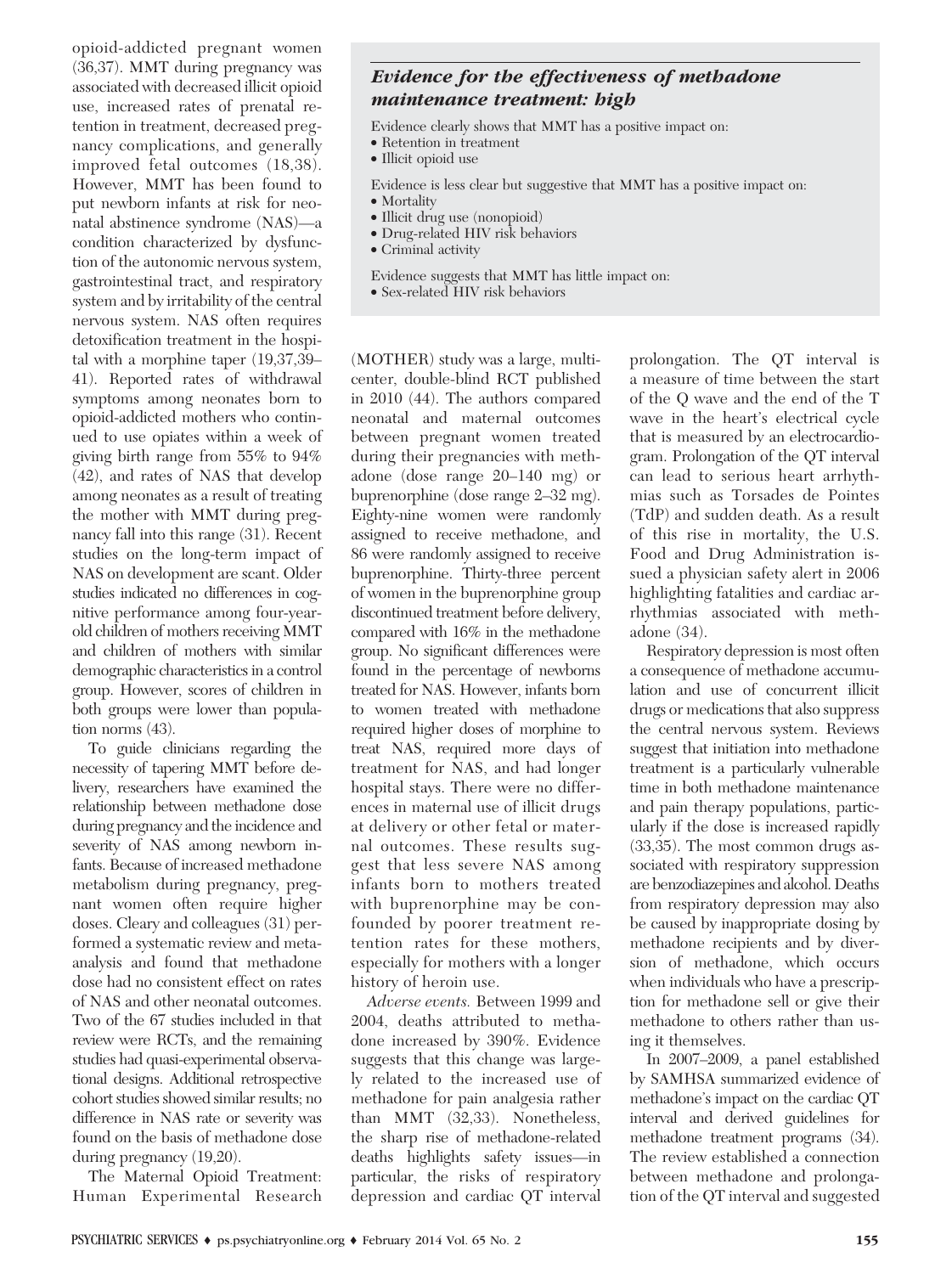opioid-addicted pregnant women (36,37). MMT during pregnancy was associated with decreased illicit opioid use, increased rates of prenatal retention in treatment, decreased pregnancy complications, and generally improved fetal outcomes (18,38). However, MMT has been found to put newborn infants at risk for neonatal abstinence syndrome (NAS)—a condition characterized by dysfunction of the autonomic nervous system, gastrointestinal tract, and respiratory system and by irritability of the central nervous system. NAS often requires detoxification treatment in the hospital with a morphine taper (19,37,39–41). Reported rates of withdrawal symptoms among neonates born to opioid-addicted mothers who continued to use opiates within a week of giving birth range from 55% to 94% (42), and rates of NAS that develop among neonates as a result of treating the mother with MMT during pregnancy fall into this range (31). Recent studies on the long-term impact of NAS on development are scant. Older studies indicated no differences in cognitive performance among four-year-old children of mothers receiving MMT and children of mothers with similar demographic characteristics in a control group. However, scores of children in both groups were lower than population norms (43).

To guide clinicians regarding the necessity of tapering MMT before delivery, researchers have examined the relationship between methadone dose during pregnancy and the incidence and severity of NAS among newborn infants. Because of increased methadone metabolism during pregnancy, pregnant women often require higher doses. Cleary and colleagues (31) performed a systematic review and meta-analysis and found that methadone dose had no consistent effect on rates of NAS and other neonatal outcomes. Two of the 67 studies included in that review were RCTs, and the remaining studies had quasi-experimental observational designs. Additional retrospective cohort studies showed similar results; no difference in NAS rate or severity was found on the basis of methadone dose during pregnancy (19,20).

The Maternal Opioid Treatment: Human Experimental Research (MOTHER) study was a large, multicenter, double-blind RCT published in 2010 (44). The authors compared neonatal and maternal outcomes between pregnant women treated during their pregnancies with methadone (dose range 20–140 mg) or buprenorphine (dose range 2–32 mg). Eighty-nine women were randomly assigned to receive methadone, and 86 were randomly assigned to receive buprenorphine. Thirty-three percent of women in the buprenorphine group discontinued treatment before delivery, compared with 16% in the methadone group. No significant differences were found in the percentage of newborns treated for NAS. However, infants born to women treated with methadone required higher doses of morphine to treat NAS, required more days of treatment for NAS, and had longer hospital stays. There were no differences in maternal use of illicit drugs at delivery or other fetal or maternal outcomes. These results suggest that less severe NAS among infants born to mothers treated with buprenorphine may be confounded by poorer treatment retention rates for these mothers, especially for mothers with a longer history of heroin use.

> ***Evidence for the effectiveness of methadone maintenance treatment: high***
>
> Evidence clearly shows that MMT has a positive impact on:
> - Retention in treatment
> - Illicit opioid use
>
> Evidence is less clear but suggestive that MMT has a positive impact on:
> - Mortality
> - Illicit drug use (nonopioid)
> - Drug-related HIV risk behaviors
> - Criminal activity
>
> Evidence suggests that MMT has little impact on:
> - Sex-related HIV risk behaviors

*Adverse events.* Between 1999 and 2004, deaths attributed to methadone increased by 390%. Evidence suggests that this change was largely related to the increased use of methadone for pain analgesia rather than MMT (32,33). Nonetheless, the sharp rise of methadone-related deaths highlights safety issues—in particular, the risks of respiratory depression and cardiac QT interval prolongation. The QT interval is a measure of time between the start of the Q wave and the end of the T wave in the heart's electrical cycle that is measured by an electrocardiogram. Prolongation of the QT interval can lead to serious heart arrhythmias such as Torsades de Pointes (TdP) and sudden death. As a result of this rise in mortality, the U.S. Food and Drug Administration issued a physician safety alert in 2006 highlighting fatalities and cardiac arrhythmias associated with methadone (34).

Respiratory depression is most often a consequence of methadone accumulation and use of concurrent illicit drugs or medications that also suppress the central nervous system. Reviews suggest that initiation into methadone treatment is a particularly vulnerable time in both methadone maintenance and pain therapy populations, particularly if the dose is increased rapidly (33,35). The most common drugs associated with respiratory suppression are benzodiazepines and alcohol. Deaths from respiratory depression may also be caused by inappropriate dosing by methadone recipients and by diversion of methadone, which occurs when individuals who have a prescription for methadone sell or give their methadone to others rather than using it themselves.

In 2007–2009, a panel established by SAMHSA summarized evidence of methadone's impact on the cardiac QT interval and derived guidelines for methadone treatment programs (34). The review established a connection between methadone and prolongation of the QT interval and suggested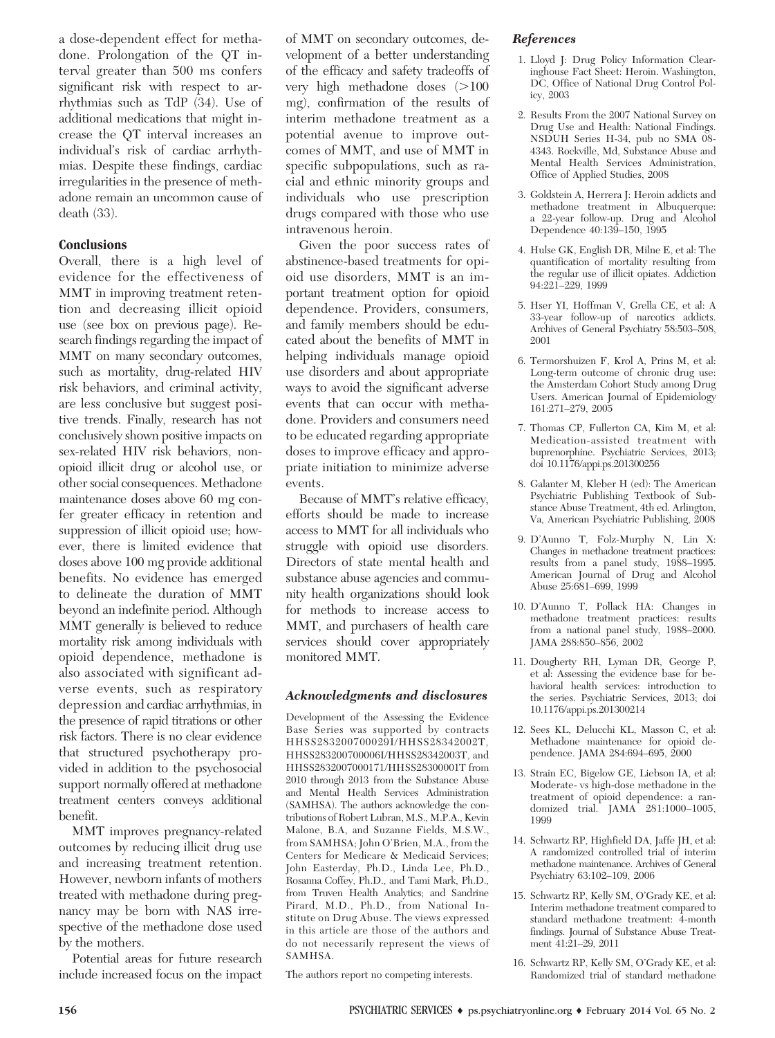a dose-dependent effect for methadone. Prolongation of the QT interval greater than 500 ms confers significant risk with respect to arrhythmias such as TdP (34). Use of additional medications that might increase the QT interval increases an individual's risk of cardiac arrhythmias. Despite these findings, cardiac irregularities in the presence of methadone remain an uncommon cause of death (33).

## Conclusions

Overall, there is a high level of evidence for the effectiveness of MMT in improving treatment retention and decreasing illicit opioid use (see box on previous page). Research findings regarding the impact of MMT on many secondary outcomes, such as mortality, drug-related HIV risk behaviors, and criminal activity, are less conclusive but suggest positive trends. Finally, research has not conclusively shown positive impacts on sex-related HIV risk behaviors, nonopioid illicit drug or alcohol use, or other social consequences. Methadone maintenance doses above 60 mg confer greater efficacy in retention and suppression of illicit opioid use; however, there is limited evidence that doses above 100 mg provide additional benefits. No evidence has emerged to delineate the duration of MMT beyond an indefinite period. Although MMT generally is believed to reduce mortality risk among individuals with opioid dependence, methadone is also associated with significant adverse events, such as respiratory depression and cardiac arrhythmias, in the presence of rapid titrations or other risk factors. There is no clear evidence that structured psychotherapy provided in addition to the psychosocial support normally offered at methadone treatment centers conveys additional benefit.

MMT improves pregnancy-related outcomes by reducing illicit drug use and increasing treatment retention. However, newborn infants of mothers treated with methadone during pregnancy may be born with NAS irrespective of the methadone dose used by the mothers.

Potential areas for future research include increased focus on the impact of MMT on secondary outcomes, development of a better understanding of the efficacy and safety tradeoffs of very high methadone doses (>100 mg), confirmation of the results of interim methadone treatment as a potential avenue to improve outcomes of MMT, and use of MMT in specific subpopulations, such as racial and ethnic minority groups and individuals who use prescription drugs compared with those who use intravenous heroin.

Given the poor success rates of abstinence-based treatments for opioid use disorders, MMT is an important treatment option for opioid dependence. Providers, consumers, and family members should be educated about the benefits of MMT in helping individuals manage opioid use disorders and about appropriate ways to avoid the significant adverse events that can occur with methadone. Providers and consumers need to be educated regarding appropriate doses to improve efficacy and appropriate initiation to minimize adverse events.

Because of MMT's relative efficacy, efforts should be made to increase access to MMT for all individuals who struggle with opioid use disorders. Directors of state mental health and substance abuse agencies and community health organizations should look for methods to increase access to MMT, and purchasers of health care services should cover appropriately monitored MMT.

## *Acknowledgments and disclosures*

Development of the Assessing the Evidence Base Series was supported by contracts HHSS283200700029I/HHSS28342002T, HHSS283200700006I/HHSS28342003T, and HHSS2832007000171/HHSS28300001T from 2010 through 2013 from the Substance Abuse and Mental Health Services Administration (SAMHSA). The authors acknowledge the contributions of Robert Lubran, M.S., M.P.A., Kevin Malone, B.A, and Suzanne Fields, M.S.W., from SAMHSA; John O'Brien, M.A., from the Centers for Medicare & Medicaid Services; John Easterday, Ph.D., Linda Lee, Ph.D., Rosanna Coffey, Ph.D., and Tami Mark, Ph.D., from Truven Health Analytics; and Sandrine Pirard, M.D., Ph.D., from National Institute on Drug Abuse. The views expressed in this article are those of the authors and do not necessarily represent the views of SAMHSA.

The authors report no competing interests.

## *References*

1. Lloyd J: Drug Policy Information Clearinghouse Fact Sheet: Heroin. Washington, DC, Office of National Drug Control Policy, 2003
2. Results From the 2007 National Survey on Drug Use and Health: National Findings. NSDUH Series H-34, pub no SMA 08-4343. Rockville, Md, Substance Abuse and Mental Health Services Administration, Office of Applied Studies, 2008
3. Goldstein A, Herrera J: Heroin addicts and methadone treatment in Albuquerque: a 22-year follow-up. Drug and Alcohol Dependence 40:139–150, 1995
4. Hulse GK, English DR, Milne E, et al: The quantification of mortality resulting from the regular use of illicit opiates. Addiction 94:221–229, 1999
5. Hser YI, Hoffman V, Grella CE, et al: A 33-year follow-up of narcotics addicts. Archives of General Psychiatry 58:503–508, 2001
6. Termorshuizen F, Krol A, Prins M, et al: Long-term outcome of chronic drug use: the Amsterdam Cohort Study among Drug Users. American Journal of Epidemiology 161:271–279, 2005
7. Thomas CP, Fullerton CA, Kim M, et al: Medication-assisted treatment with buprenorphine. Psychiatric Services, 2013; doi 10.1176/appi.ps.201300256
8. Galanter M, Kleber H (ed): The American Psychiatric Publishing Textbook of Substance Abuse Treatment, 4th ed. Arlington, Va, American Psychiatric Publishing, 2008
9. D'Aunno T, Folz-Murphy N, Lin X: Changes in methadone treatment practices: results from a panel study, 1988–1995. American Journal of Drug and Alcohol Abuse 25:681–699, 1999
10. D'Aunno T, Pollack HA: Changes in methadone treatment practices: results from a national panel study, 1988–2000. JAMA 288:850–856, 2002
11. Dougherty RH, Lyman DR, George P, et al: Assessing the evidence base for behavioral health services: introduction to the series. Psychiatric Services, 2013; doi 10.1176/appi.ps.201300214
12. Sees KL, Delucchi KL, Masson C, et al: Methadone maintenance for opioid dependence. JAMA 284:694–695, 2000
13. Strain EC, Bigelow GE, Liebson IA, et al: Moderate- vs high-dose methadone in the treatment of opioid dependence: a randomized trial. JAMA 281:1000–1005, 1999
14. Schwartz RP, Highfield DA, Jaffe JH, et al: A randomized controlled trial of interim methadone maintenance. Archives of General Psychiatry 63:102–109, 2006
15. Schwartz RP, Kelly SM, O'Grady KE, et al: Interim methadone treatment compared to standard methadone treatment: 4-month findings. Journal of Substance Abuse Treatment 41:21–29, 2011
16. Schwartz RP, Kelly SM, O'Grady KE, et al: Randomized trial of standard methadone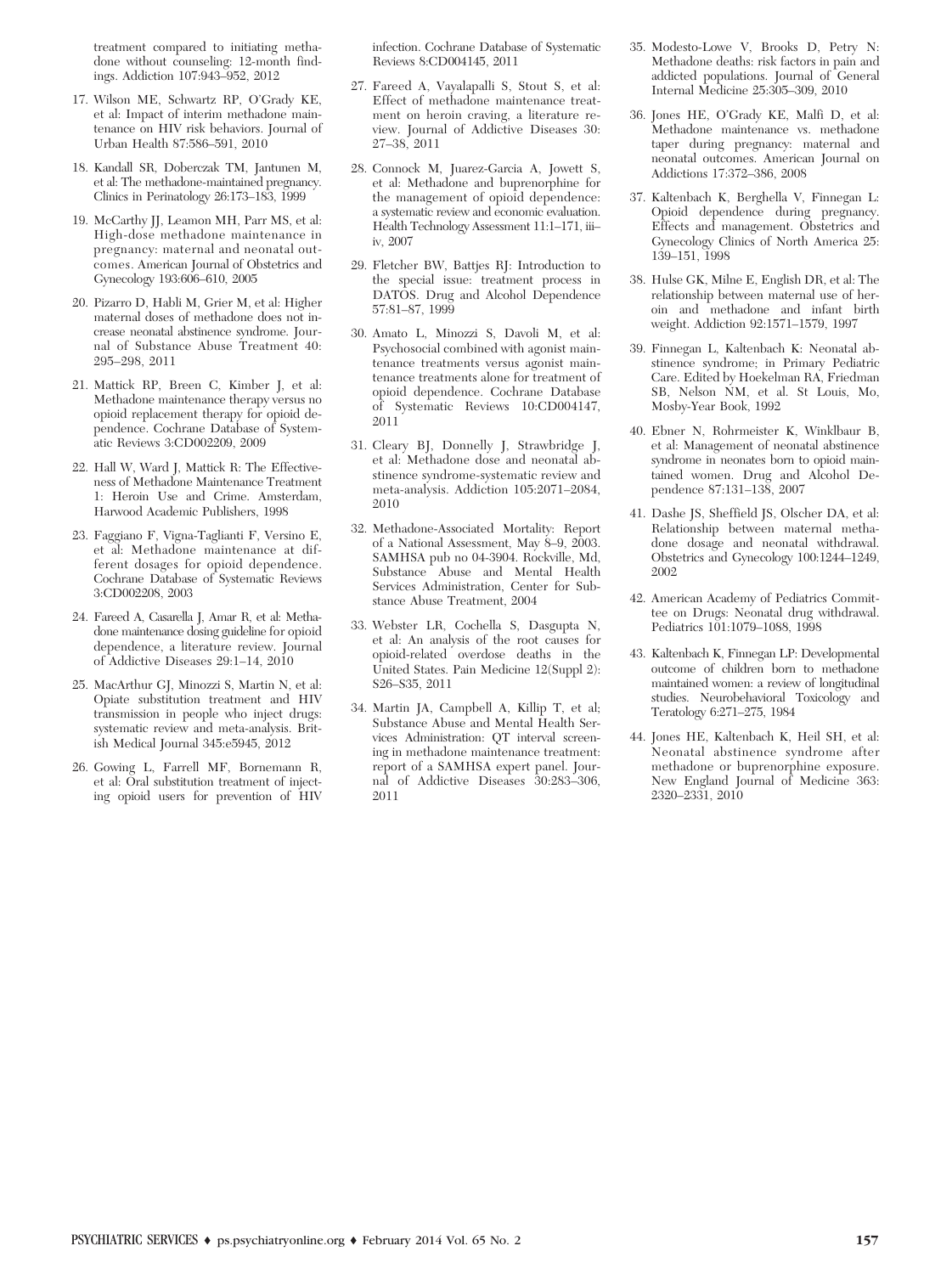treatment compared to initiating methadone without counseling: 12-month findings. Addiction 107:943–952, 2012

17. Wilson ME, Schwartz RP, O'Grady KE, et al: Impact of interim methadone maintenance on HIV risk behaviors. Journal of Urban Health 87:586–591, 2010

18. Kandall SR, Doberczak TM, Jantunen M, et al: The methadone-maintained pregnancy. Clinics in Perinatology 26:173–183, 1999

19. McCarthy JJ, Leamon MH, Parr MS, et al: High-dose methadone maintenance in pregnancy: maternal and neonatal outcomes. American Journal of Obstetrics and Gynecology 193:606–610, 2005

20. Pizarro D, Habli M, Grier M, et al: Higher maternal doses of methadone does not increase neonatal abstinence syndrome. Journal of Substance Abuse Treatment 40: 295–298, 2011

21. Mattick RP, Breen C, Kimber J, et al: Methadone maintenance therapy versus no opioid replacement therapy for opioid dependence. Cochrane Database of Systematic Reviews 3:CD002209, 2009

22. Hall W, Ward J, Mattick R: The Effectiveness of Methadone Maintenance Treatment 1: Heroin Use and Crime. Amsterdam, Harwood Academic Publishers, 1998

23. Faggiano F, Vigna-Taglianti F, Versino E, et al: Methadone maintenance at different dosages for opioid dependence. Cochrane Database of Systematic Reviews 3:CD002208, 2003

24. Fareed A, Casarella J, Amar R, et al: Methadone maintenance dosing guideline for opioid dependence, a literature review. Journal of Addictive Diseases 29:1–14, 2010

25. MacArthur GJ, Minozzi S, Martin N, et al: Opiate substitution treatment and HIV transmission in people who inject drugs: systematic review and meta-analysis. British Medical Journal 345:e5945, 2012

26. Gowing L, Farrell MF, Bornemann R, et al: Oral substitution treatment of injecting opioid users for prevention of HIV infection. Cochrane Database of Systematic Reviews 8:CD004145, 2011

27. Fareed A, Vayalapalli S, Stout S, et al: Effect of methadone maintenance treatment on heroin craving, a literature review. Journal of Addictive Diseases 30: 27–38, 2011

28. Connock M, Juarez-Garcia A, Jowett S, et al: Methadone and buprenorphine for the management of opioid dependence: a systematic review and economic evaluation. Health Technology Assessment 11:1–171, iii–iv, 2007

29. Fletcher BW, Battjes RJ: Introduction to the special issue: treatment process in DATOS. Drug and Alcohol Dependence 57:81–87, 1999

30. Amato L, Minozzi S, Davoli M, et al: Psychosocial combined with agonist maintenance treatments versus agonist maintenance treatments alone for treatment of opioid dependence. Cochrane Database of Systematic Reviews 10:CD004147, 2011

31. Cleary BJ, Donnelly J, Strawbridge J, et al: Methadone dose and neonatal abstinence syndrome-systematic review and meta-analysis. Addiction 105:2071–2084, 2010

32. Methadone-Associated Mortality: Report of a National Assessment, May 8–9, 2003. SAMHSA pub no 04-3904. Rockville, Md, Substance Abuse and Mental Health Services Administration, Center for Substance Abuse Treatment, 2004

33. Webster LR, Cochella S, Dasgupta N, et al: An analysis of the root causes for opioid-related overdose deaths in the United States. Pain Medicine 12(Suppl 2): S26–S35, 2011

34. Martin JA, Campbell A, Killip T, et al; Substance Abuse and Mental Health Services Administration: QT interval screening in methadone maintenance treatment: report of a SAMHSA expert panel. Journal of Addictive Diseases 30:283–306, 2011

35. Modesto-Lowe V, Brooks D, Petry N: Methadone deaths: risk factors in pain and addicted populations. Journal of General Internal Medicine 25:305–309, 2010

36. Jones HE, O'Grady KE, Malfi D, et al: Methadone maintenance vs. methadone taper during pregnancy: maternal and neonatal outcomes. American Journal on Addictions 17:372–386, 2008

37. Kaltenbach K, Berghella V, Finnegan L: Opioid dependence during pregnancy. Effects and management. Obstetrics and Gynecology Clinics of North America 25: 139–151, 1998

38. Hulse GK, Milne E, English DR, et al: The relationship between maternal use of heroin and methadone and infant birth weight. Addiction 92:1571–1579, 1997

39. Finnegan L, Kaltenbach K: Neonatal abstinence syndrome; in Primary Pediatric Care. Edited by Hoekelman RA, Friedman SB, Nelson NM, et al. St Louis, Mo, Mosby-Year Book, 1992

40. Ebner N, Rohrmeister K, Winklbaur B, et al: Management of neonatal abstinence syndrome in neonates born to opioid maintained women. Drug and Alcohol Dependence 87:131–138, 2007

41. Dashe JS, Sheffield JS, Olscher DA, et al: Relationship between maternal methadone dosage and neonatal withdrawal. Obstetrics and Gynecology 100:1244–1249, 2002

42. American Academy of Pediatrics Committee on Drugs: Neonatal drug withdrawal. Pediatrics 101:1079–1088, 1998

43. Kaltenbach K, Finnegan LP: Developmental outcome of children born to methadone maintained women: a review of longitudinal studies. Neurobehavioral Toxicology and Teratology 6:271–275, 1984

44. Jones HE, Kaltenbach K, Heil SH, et al: Neonatal abstinence syndrome after methadone or buprenorphine exposure. New England Journal of Medicine 363: 2320–2331, 2010